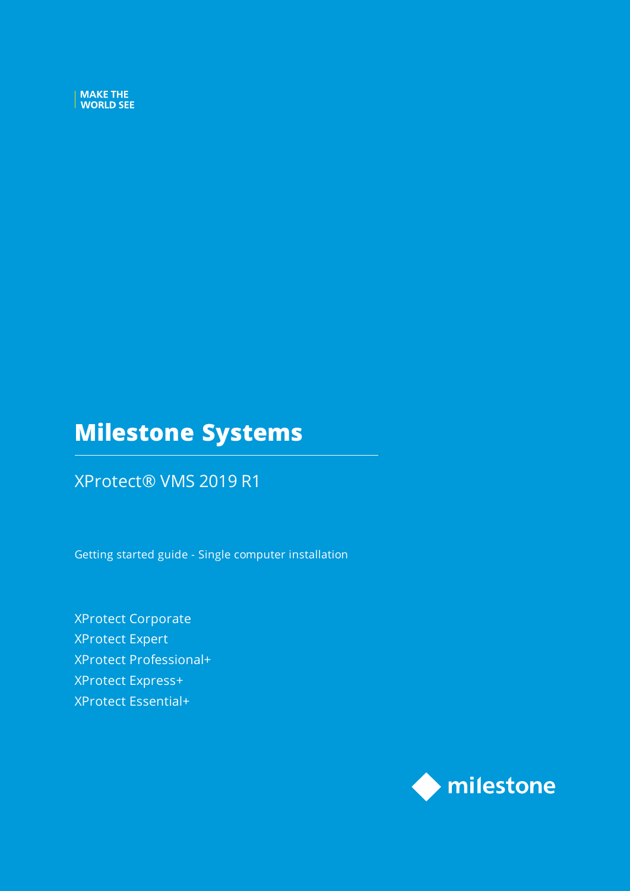MAKE THE
WORLD SEE

# Milestone Systems

## XProtect® VMS 2019 R1

Getting started guide - Single computer installation

XProtect Corporate
XProtect Expert
XProtect Professional+
XProtect Express+
XProtect Essential+

milestone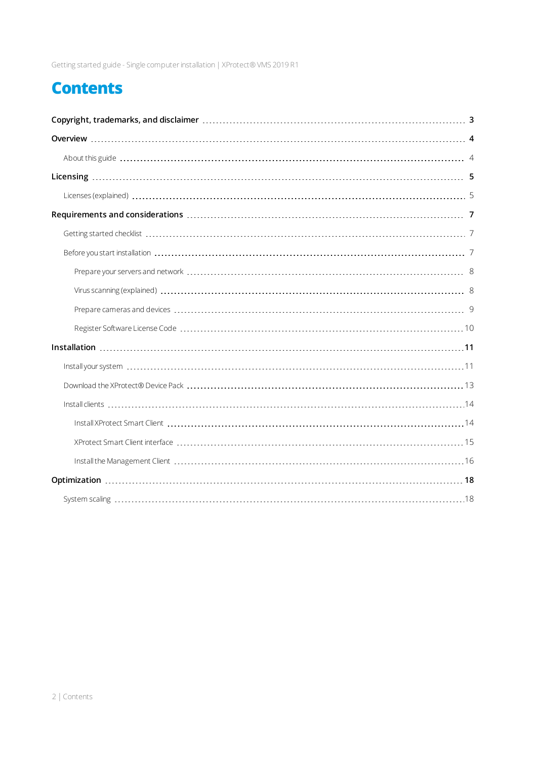# Contents

**Copyright, trademarks, and disclaimer** 3

**Overview** 4

- About this guide 4

**Licensing** 5

- Licenses (explained) 5

**Requirements and considerations** 7

- Getting started checklist 7
- Before you start installation 7
  - Prepare your servers and network 8
  - Virus scanning (explained) 8
  - Prepare cameras and devices 9
  - Register Software License Code 10

**Installation** 11

- Install your system 11
- Download the XProtect® Device Pack 13
- Install clients 14
  - Install XProtect Smart Client 14
  - XProtect Smart Client interface 15
  - Install the Management Client 16

**Optimization** 18

- System scaling 18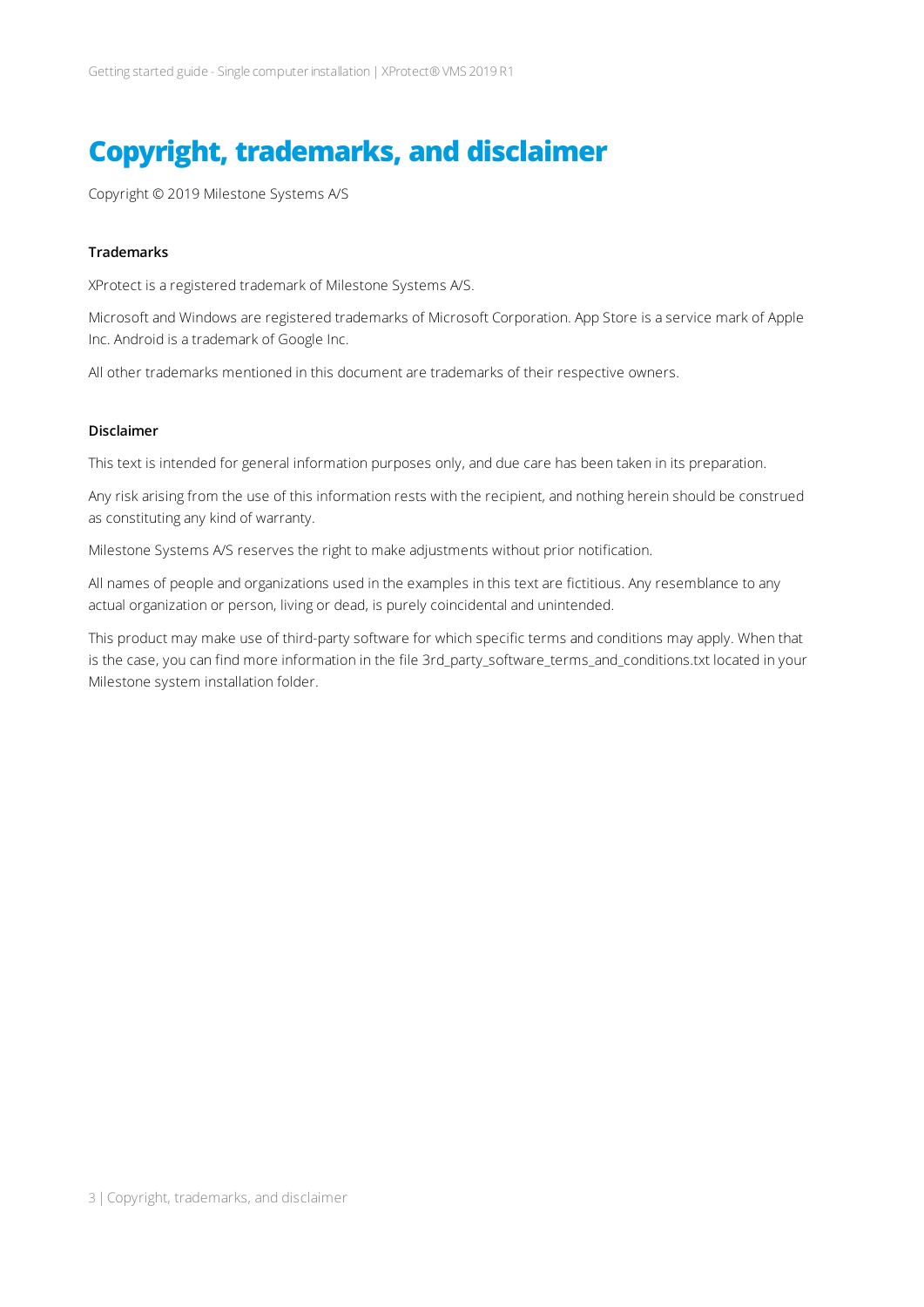# Copyright, trademarks, and disclaimer

Copyright © 2019 Milestone Systems A/S

**Trademarks**

XProtect is a registered trademark of Milestone Systems A/S.

Microsoft and Windows are registered trademarks of Microsoft Corporation. App Store is a service mark of Apple Inc. Android is a trademark of Google Inc.

All other trademarks mentioned in this document are trademarks of their respective owners.

**Disclaimer**

This text is intended for general information purposes only, and due care has been taken in its preparation.

Any risk arising from the use of this information rests with the recipient, and nothing herein should be construed as constituting any kind of warranty.

Milestone Systems A/S reserves the right to make adjustments without prior notification.

All names of people and organizations used in the examples in this text are fictitious. Any resemblance to any actual organization or person, living or dead, is purely coincidental and unintended.

This product may make use of third-party software for which specific terms and conditions may apply. When that is the case, you can find more information in the file 3rd_party_software_terms_and_conditions.txt located in your Milestone system installation folder.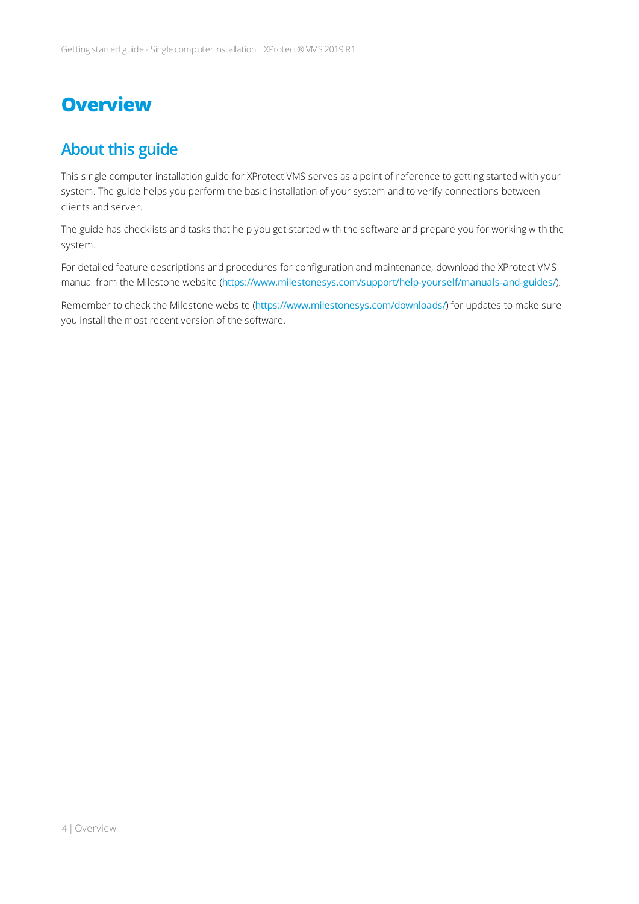# Overview

## About this guide

This single computer installation guide for XProtect VMS serves as a point of reference to getting started with your system. The guide helps you perform the basic installation of your system and to verify connections between clients and server.

The guide has checklists and tasks that help you get started with the software and prepare you for working with the system.

For detailed feature descriptions and procedures for configuration and maintenance, download the XProtect VMS manual from the Milestone website (https://www.milestonesys.com/support/help-yourself/manuals-and-guides/).

Remember to check the Milestone website (https://www.milestonesys.com/downloads/) for updates to make sure you install the most recent version of the software.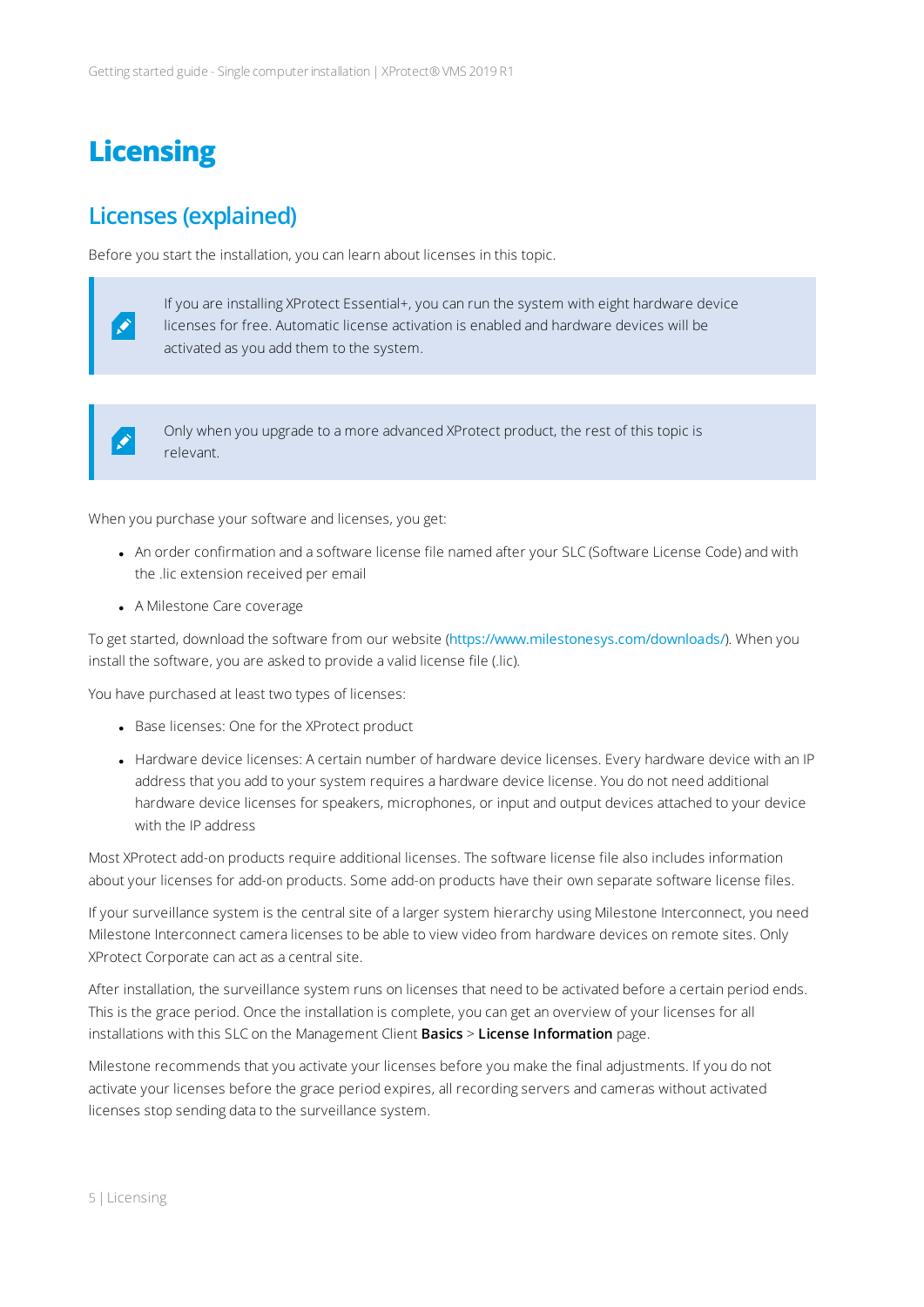# Licensing

## Licenses (explained)

Before you start the installation, you can learn about licenses in this topic.

> If you are installing XProtect Essential+, you can run the system with eight hardware device licenses for free. Automatic license activation is enabled and hardware devices will be activated as you add them to the system.

> Only when you upgrade to a more advanced XProtect product, the rest of this topic is relevant.

When you purchase your software and licenses, you get:

- An order confirmation and a software license file named after your SLC (Software License Code) and with the .lic extension received per email
- A Milestone Care coverage

To get started, download the software from our website (https://www.milestonesys.com/downloads/). When you install the software, you are asked to provide a valid license file (.lic).

You have purchased at least two types of licenses:

- Base licenses: One for the XProtect product
- Hardware device licenses: A certain number of hardware device licenses. Every hardware device with an IP address that you add to your system requires a hardware device license. You do not need additional hardware device licenses for speakers, microphones, or input and output devices attached to your device with the IP address

Most XProtect add-on products require additional licenses. The software license file also includes information about your licenses for add-on products. Some add-on products have their own separate software license files.

If your surveillance system is the central site of a larger system hierarchy using Milestone Interconnect, you need Milestone Interconnect camera licenses to be able to view video from hardware devices on remote sites. Only XProtect Corporate can act as a central site.

After installation, the surveillance system runs on licenses that need to be activated before a certain period ends. This is the grace period. Once the installation is complete, you can get an overview of your licenses for all installations with this SLC on the Management Client **Basics** > **License Information** page.

Milestone recommends that you activate your licenses before you make the final adjustments. If you do not activate your licenses before the grace period expires, all recording servers and cameras without activated licenses stop sending data to the surveillance system.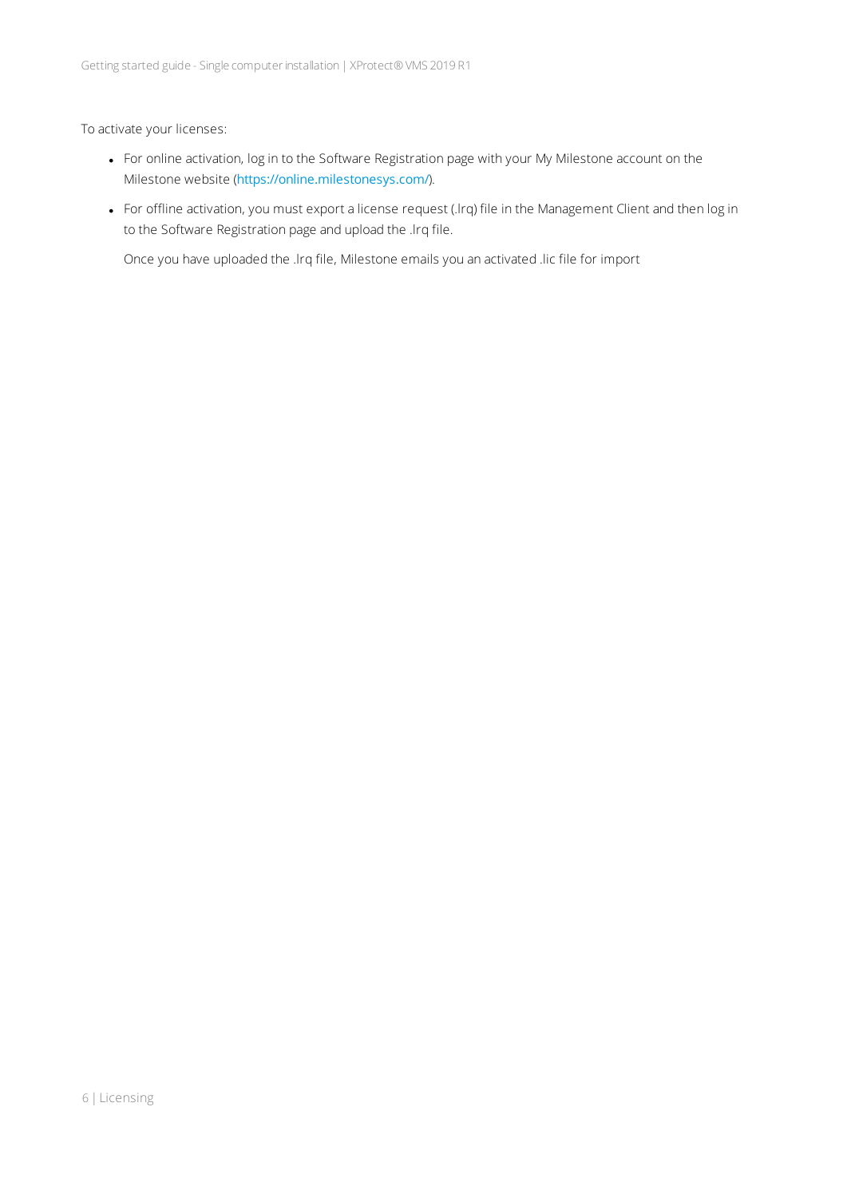To activate your licenses:

- For online activation, log in to the Software Registration page with your My Milestone account on the Milestone website (https://online.milestonesys.com/).
- For offline activation, you must export a license request (.lrq) file in the Management Client and then log in to the Software Registration page and upload the .lrq file.

  Once you have uploaded the .lrq file, Milestone emails you an activated .lic file for import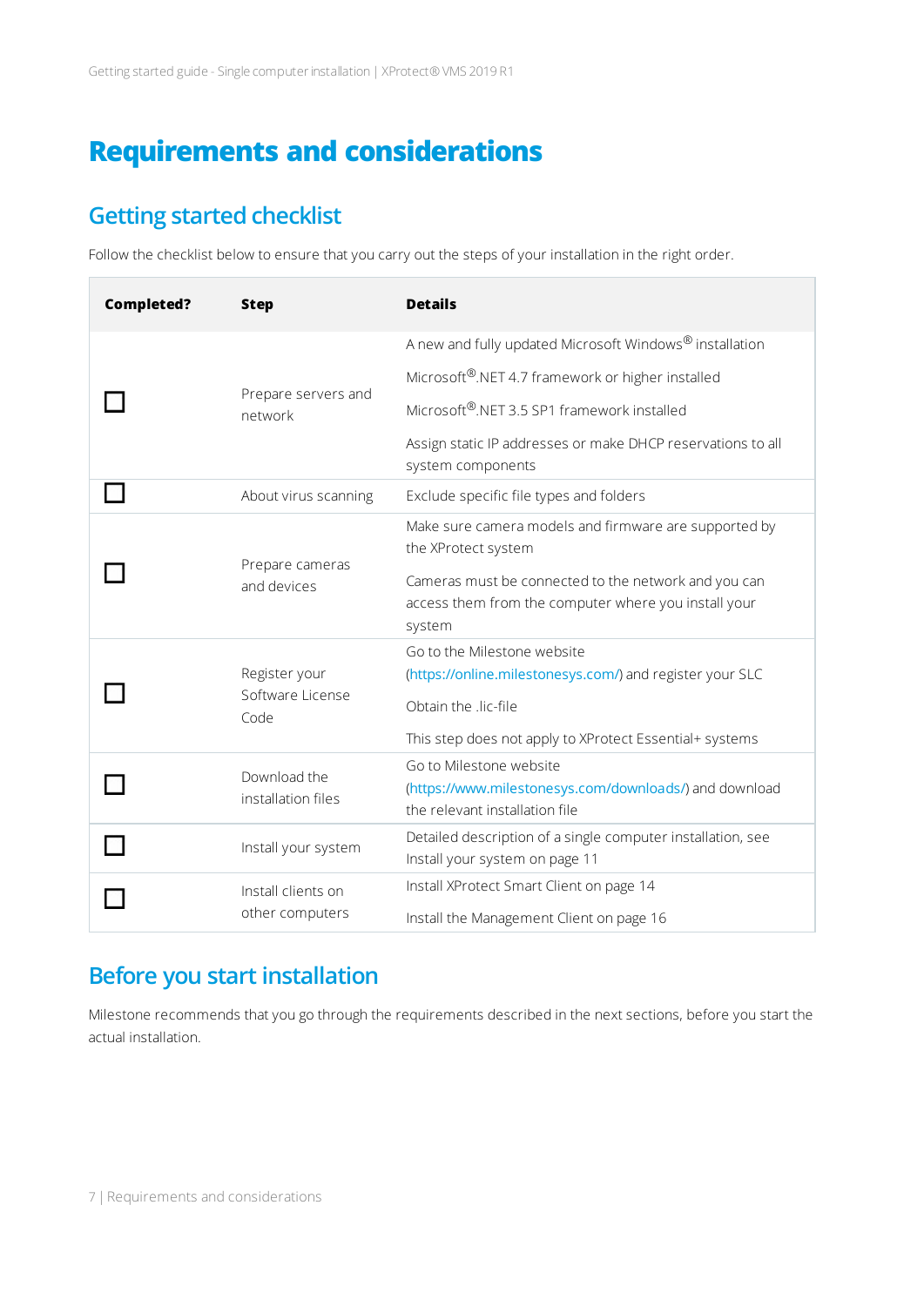# Requirements and considerations

## Getting started checklist

Follow the checklist below to ensure that you carry out the steps of your installation in the right order.

| **Completed?** | **Step** | **Details** |
|---|---|---|
| ☐ | Prepare servers and network | A new and fully updated Microsoft Windows® installation<br><br>Microsoft®.NET 4.7 framework or higher installed<br><br>Microsoft®.NET 3.5 SP1 framework installed<br><br>Assign static IP addresses or make DHCP reservations to all system components |
| ☐ | About virus scanning | Exclude specific file types and folders |
| ☐ | Prepare cameras and devices | Make sure camera models and firmware are supported by the XProtect system<br><br>Cameras must be connected to the network and you can access them from the computer where you install your system |
| ☐ | Register your Software License Code | Go to the Milestone website (https://online.milestonesys.com/) and register your SLC<br><br>Obtain the .lic-file<br><br>This step does not apply to XProtect Essential+ systems |
| ☐ | Download the installation files | Go to Milestone website (https://www.milestonesys.com/downloads/) and download the relevant installation file |
| ☐ | Install your system | Detailed description of a single computer installation, see Install your system on page 11 |
| ☐ | Install clients on other computers | Install XProtect Smart Client on page 14<br><br>Install the Management Client on page 16 |

## Before you start installation

Milestone recommends that you go through the requirements described in the next sections, before you start the actual installation.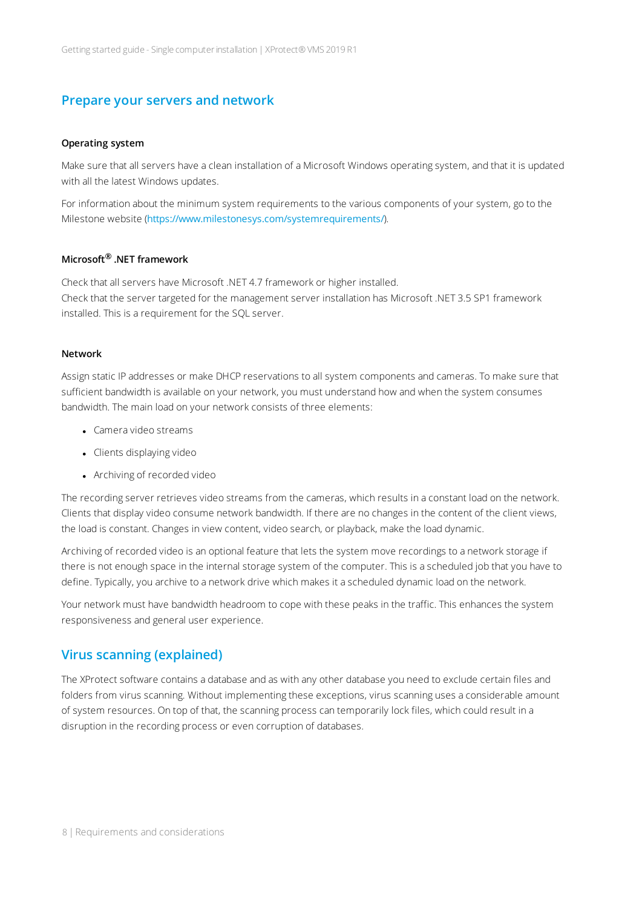## Prepare your servers and network

### Operating system

Make sure that all servers have a clean installation of a Microsoft Windows operating system, and that it is updated with all the latest Windows updates.

For information about the minimum system requirements to the various components of your system, go to the Milestone website (https://www.milestonesys.com/systemrequirements/).

### Microsoft® .NET framework

Check that all servers have Microsoft .NET 4.7 framework or higher installed.
Check that the server targeted for the management server installation has Microsoft .NET 3.5 SP1 framework installed. This is a requirement for the SQL server.

### Network

Assign static IP addresses or make DHCP reservations to all system components and cameras. To make sure that sufficient bandwidth is available on your network, you must understand how and when the system consumes bandwidth. The main load on your network consists of three elements:

- Camera video streams
- Clients displaying video
- Archiving of recorded video

The recording server retrieves video streams from the cameras, which results in a constant load on the network. Clients that display video consume network bandwidth. If there are no changes in the content of the client views, the load is constant. Changes in view content, video search, or playback, make the load dynamic.

Archiving of recorded video is an optional feature that lets the system move recordings to a network storage if there is not enough space in the internal storage system of the computer. This is a scheduled job that you have to define. Typically, you archive to a network drive which makes it a scheduled dynamic load on the network.

Your network must have bandwidth headroom to cope with these peaks in the traffic. This enhances the system responsiveness and general user experience.

## Virus scanning (explained)

The XProtect software contains a database and as with any other database you need to exclude certain files and folders from virus scanning. Without implementing these exceptions, virus scanning uses a considerable amount of system resources. On top of that, the scanning process can temporarily lock files, which could result in a disruption in the recording process or even corruption of databases.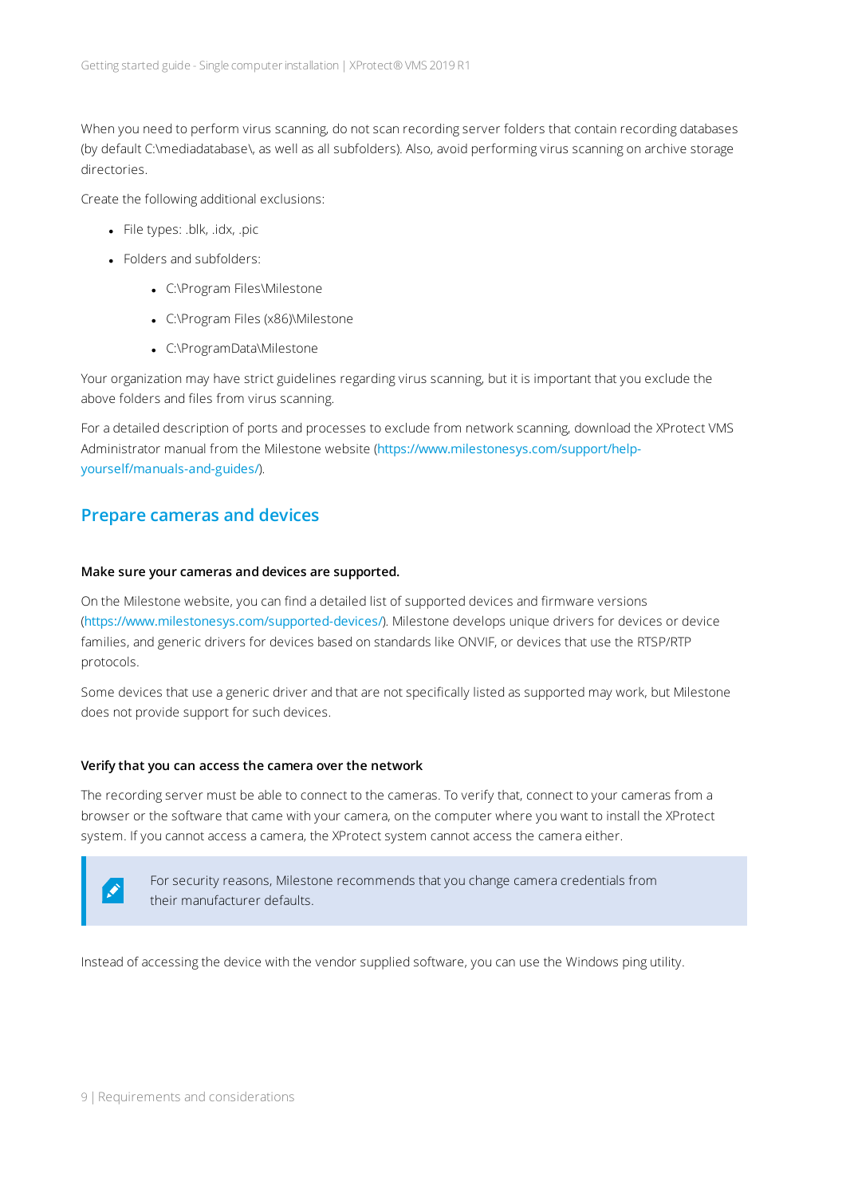When you need to perform virus scanning, do not scan recording server folders that contain recording databases (by default C:\mediadatabase\, as well as all subfolders). Also, avoid performing virus scanning on archive storage directories.

Create the following additional exclusions:

- File types: .blk, .idx, .pic
- Folders and subfolders:
    - C:\Program Files\Milestone
    - C:\Program Files (x86)\Milestone
    - C:\ProgramData\Milestone

Your organization may have strict guidelines regarding virus scanning, but it is important that you exclude the above folders and files from virus scanning.

For a detailed description of ports and processes to exclude from network scanning, download the XProtect VMS Administrator manual from the Milestone website (https://www.milestonesys.com/support/help-yourself/manuals-and-guides/).

## Prepare cameras and devices

**Make sure your cameras and devices are supported.**

On the Milestone website, you can find a detailed list of supported devices and firmware versions (https://www.milestonesys.com/supported-devices/). Milestone develops unique drivers for devices or device families, and generic drivers for devices based on standards like ONVIF, or devices that use the RTSP/RTP protocols.

Some devices that use a generic driver and that are not specifically listed as supported may work, but Milestone does not provide support for such devices.

**Verify that you can access the camera over the network**

The recording server must be able to connect to the cameras. To verify that, connect to your cameras from a browser or the software that came with your camera, on the computer where you want to install the XProtect system. If you cannot access a camera, the XProtect system cannot access the camera either.

> For security reasons, Milestone recommends that you change camera credentials from their manufacturer defaults.

Instead of accessing the device with the vendor supplied software, you can use the Windows ping utility.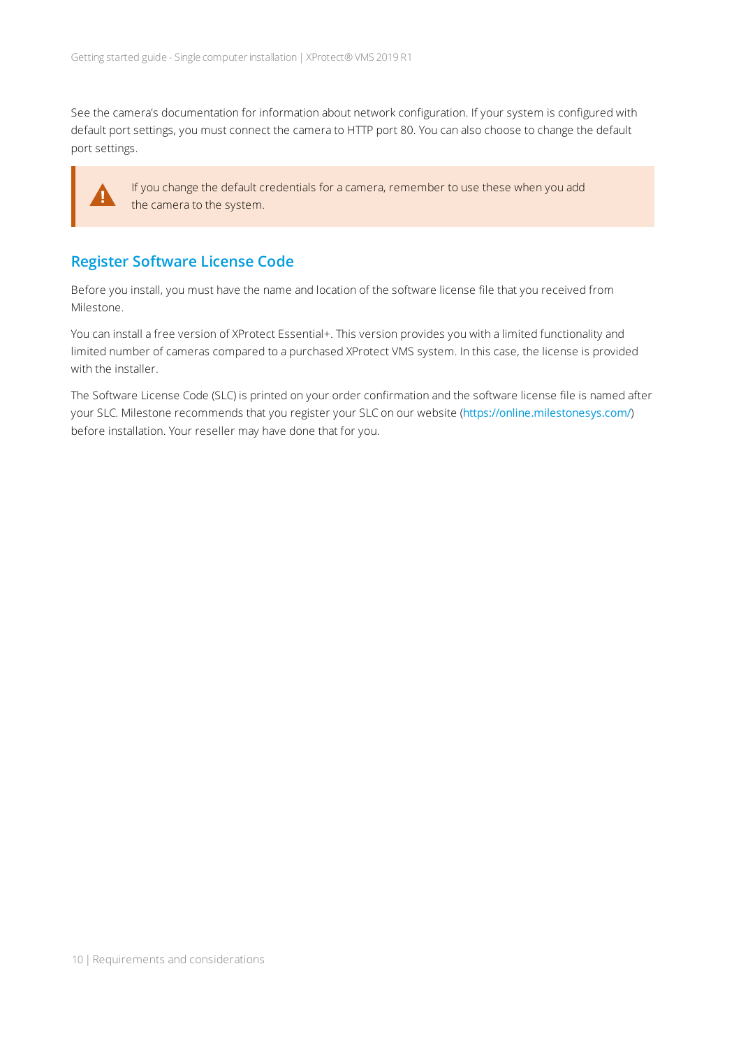See the camera's documentation for information about network configuration. If your system is configured with default port settings, you must connect the camera to HTTP port 80. You can also choose to change the default port settings.

> If you change the default credentials for a camera, remember to use these when you add the camera to the system.

## Register Software License Code

Before you install, you must have the name and location of the software license file that you received from Milestone.

You can install a free version of XProtect Essential+. This version provides you with a limited functionality and limited number of cameras compared to a purchased XProtect VMS system. In this case, the license is provided with the installer.

The Software License Code (SLC) is printed on your order confirmation and the software license file is named after your SLC. Milestone recommends that you register your SLC on our website (https://online.milestonesys.com/) before installation. Your reseller may have done that for you.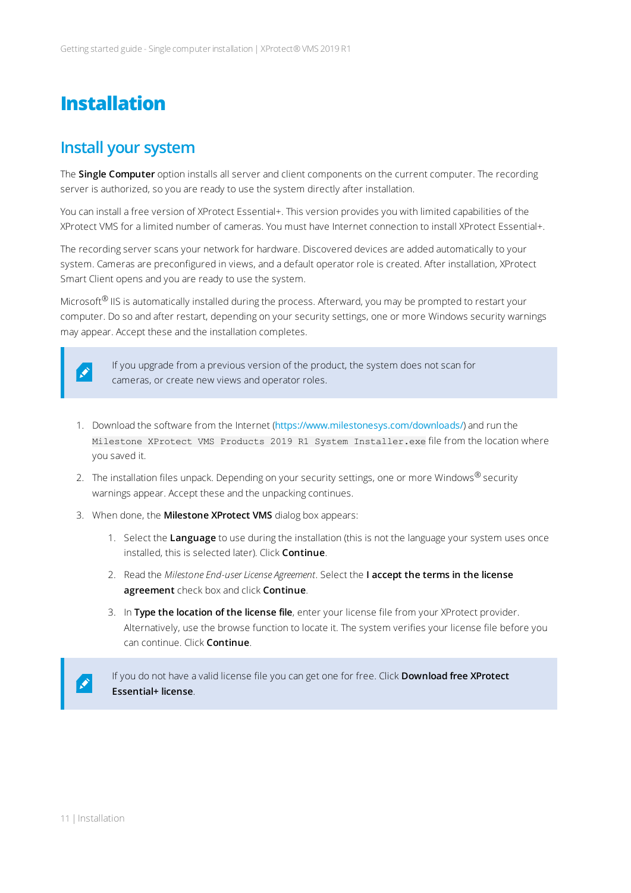# Installation

## Install your system

The **Single Computer** option installs all server and client components on the current computer. The recording server is authorized, so you are ready to use the system directly after installation.

You can install a free version of XProtect Essential+. This version provides you with limited capabilities of the XProtect VMS for a limited number of cameras. You must have Internet connection to install XProtect Essential+.

The recording server scans your network for hardware. Discovered devices are added automatically to your system. Cameras are preconfigured in views, and a default operator role is created. After installation, XProtect Smart Client opens and you are ready to use the system.

Microsoft® IIS is automatically installed during the process. Afterward, you may be prompted to restart your computer. Do so and after restart, depending on your security settings, one or more Windows security warnings may appear. Accept these and the installation completes.

> If you upgrade from a previous version of the product, the system does not scan for cameras, or create new views and operator roles.

1. Download the software from the Internet (https://www.milestonesys.com/downloads/) and run the `Milestone XProtect VMS Products 2019 R1 System Installer.exe` file from the location where you saved it.
2. The installation files unpack. Depending on your security settings, one or more Windows® security warnings appear. Accept these and the unpacking continues.
3. When done, the **Milestone XProtect VMS** dialog box appears:
   1. Select the **Language** to use during the installation (this is not the language your system uses once installed, this is selected later). Click **Continue**.
   2. Read the *Milestone End-user License Agreement*. Select the **I accept the terms in the license agreement** check box and click **Continue**.
   3. In **Type the location of the license file**, enter your license file from your XProtect provider. Alternatively, use the browse function to locate it. The system verifies your license file before you can continue. Click **Continue**.

> If you do not have a valid license file you can get one for free. Click **Download free XProtect Essential+ license**.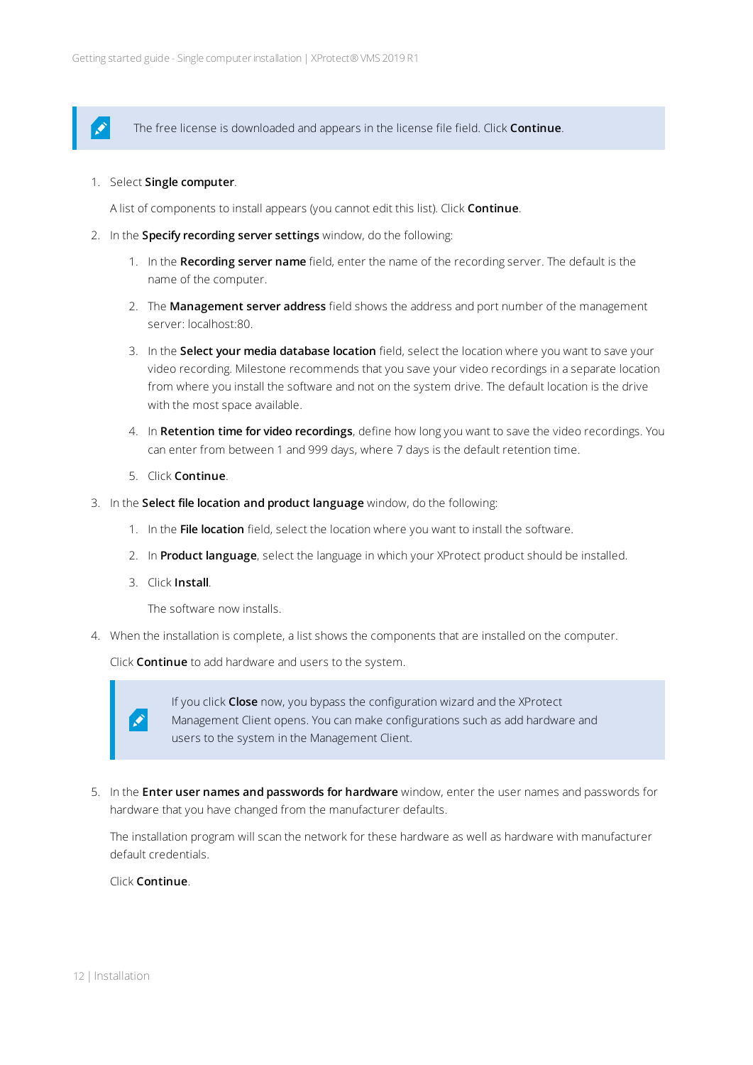> The free license is downloaded and appears in the license file field. Click **Continue**.

1. Select **Single computer**.

   A list of components to install appears (you cannot edit this list). Click **Continue**.

2. In the **Specify recording server settings** window, do the following:

   1. In the **Recording server name** field, enter the name of the recording server. The default is the name of the computer.

   2. The **Management server address** field shows the address and port number of the management server: localhost:80.

   3. In the **Select your media database location** field, select the location where you want to save your video recording. Milestone recommends that you save your video recordings in a separate location from where you install the software and not on the system drive. The default location is the drive with the most space available.

   4. In **Retention time for video recordings**, define how long you want to save the video recordings. You can enter from between 1 and 999 days, where 7 days is the default retention time.

   5. Click **Continue**.

3. In the **Select file location and product language** window, do the following:

   1. In the **File location** field, select the location where you want to install the software.

   2. In **Product language**, select the language in which your XProtect product should be installed.

   3. Click **Install**.

      The software now installs.

4. When the installation is complete, a list shows the components that are installed on the computer.

   Click **Continue** to add hardware and users to the system.

   > If you click **Close** now, you bypass the configuration wizard and the XProtect Management Client opens. You can make configurations such as add hardware and users to the system in the Management Client.

5. In the **Enter user names and passwords for hardware** window, enter the user names and passwords for hardware that you have changed from the manufacturer defaults.

   The installation program will scan the network for these hardware as well as hardware with manufacturer default credentials.

   Click **Continue**.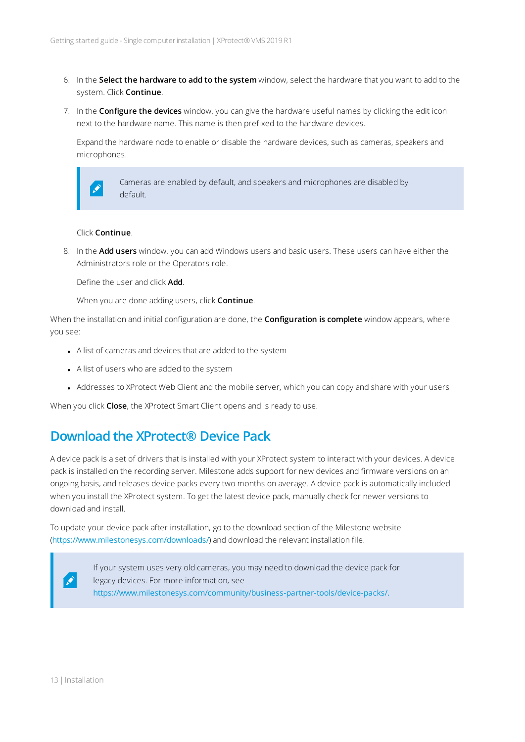6. In the **Select the hardware to add to the system** window, select the hardware that you want to add to the system. Click **Continue**.

7. In the **Configure the devices** window, you can give the hardware useful names by clicking the edit icon next to the hardware name. This name is then prefixed to the hardware devices.

   Expand the hardware node to enable or disable the hardware devices, such as cameras, speakers and microphones.

   > Cameras are enabled by default, and speakers and microphones are disabled by default.

   Click **Continue**.

8. In the **Add users** window, you can add Windows users and basic users. These users can have either the Administrators role or the Operators role.

   Define the user and click **Add**.

   When you are done adding users, click **Continue**.

When the installation and initial configuration are done, the **Configuration is complete** window appears, where you see:

- A list of cameras and devices that are added to the system
- A list of users who are added to the system
- Addresses to XProtect Web Client and the mobile server, which you can copy and share with your users

When you click **Close**, the XProtect Smart Client opens and is ready to use.

## Download the XProtect® Device Pack

A device pack is a set of drivers that is installed with your XProtect system to interact with your devices. A device pack is installed on the recording server. Milestone adds support for new devices and firmware versions on an ongoing basis, and releases device packs every two months on average. A device pack is automatically included when you install the XProtect system. To get the latest device pack, manually check for newer versions to download and install.

To update your device pack after installation, go to the download section of the Milestone website (https://www.milestonesys.com/downloads/) and download the relevant installation file.

> If your system uses very old cameras, you may need to download the device pack for legacy devices. For more information, see https://www.milestonesys.com/community/business-partner-tools/device-packs/.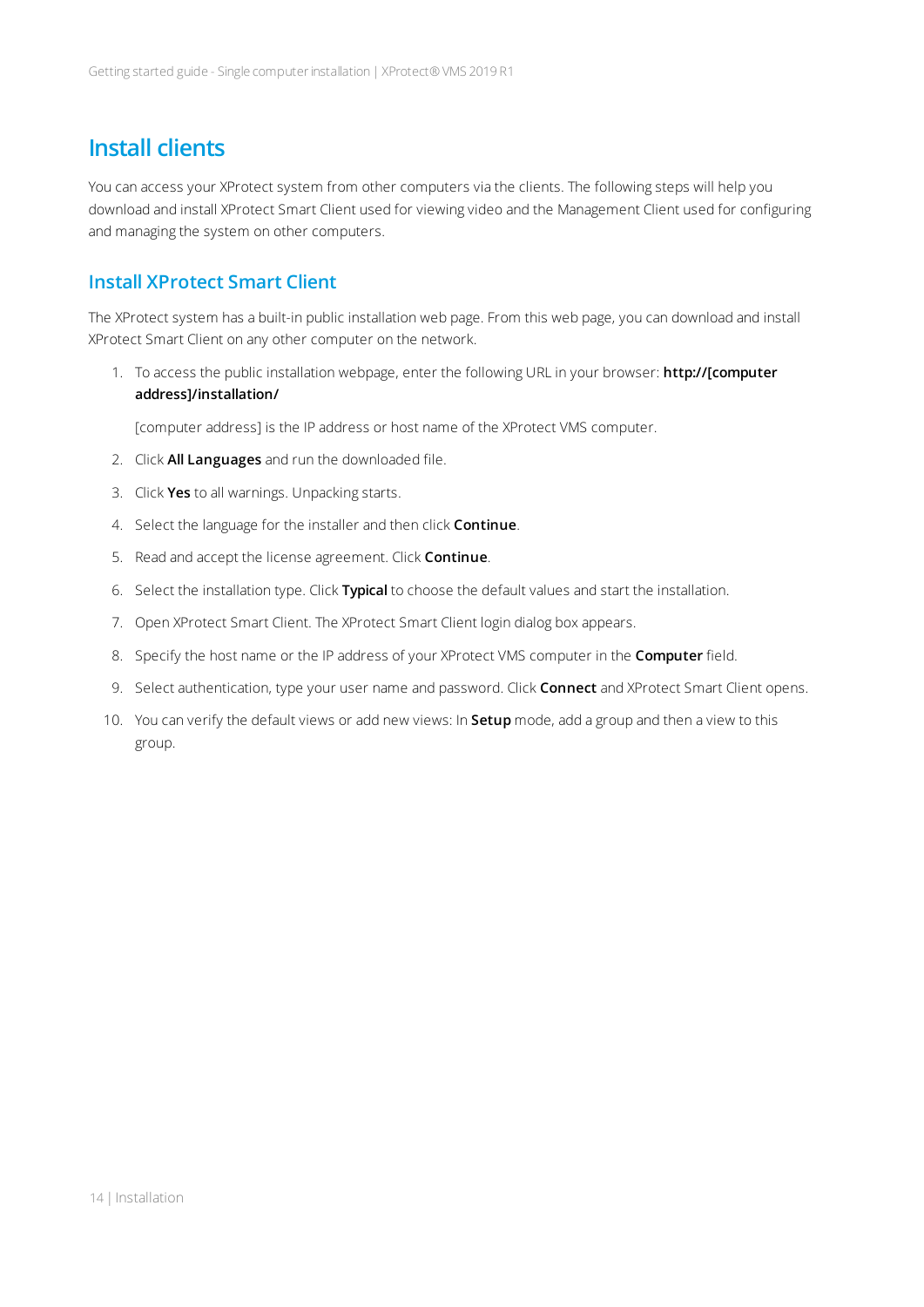# Install clients

You can access your XProtect system from other computers via the clients. The following steps will help you download and install XProtect Smart Client used for viewing video and the Management Client used for configuring and managing the system on other computers.

## Install XProtect Smart Client

The XProtect system has a built-in public installation web page. From this web page, you can download and install XProtect Smart Client on any other computer on the network.

1. To access the public installation webpage, enter the following URL in your browser: **http://[computer address]/installation/**

   [computer address] is the IP address or host name of the XProtect VMS computer.

2. Click **All Languages** and run the downloaded file.
3. Click **Yes** to all warnings. Unpacking starts.
4. Select the language for the installer and then click **Continue**.
5. Read and accept the license agreement. Click **Continue**.
6. Select the installation type. Click **Typical** to choose the default values and start the installation.
7. Open XProtect Smart Client. The XProtect Smart Client login dialog box appears.
8. Specify the host name or the IP address of your XProtect VMS computer in the **Computer** field.
9. Select authentication, type your user name and password. Click **Connect** and XProtect Smart Client opens.
10. You can verify the default views or add new views: In **Setup** mode, add a group and then a view to this group.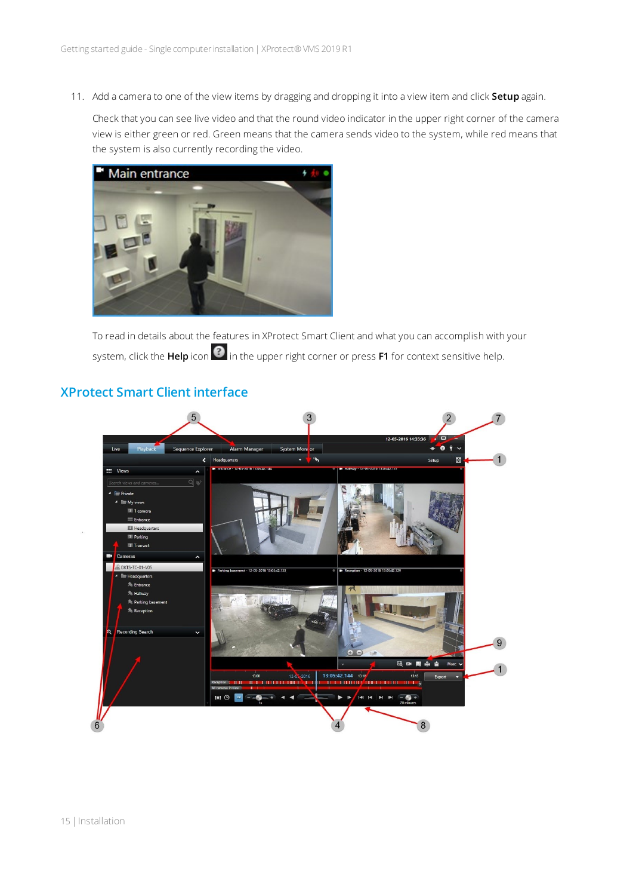11. Add a camera to one of the view items by dragging and dropping it into a view item and click **Setup** again.

    Check that you can see live video and that the round video indicator in the upper right corner of the camera view is either green or red. Green means that the camera sends video to the system, while red means that the system is also currently recording the video.

    To read in details about the features in XProtect Smart Client and what you can accomplish with your system, click the **Help** icon in the upper right corner or press **F1** for context sensitive help.

## XProtect Smart Client interface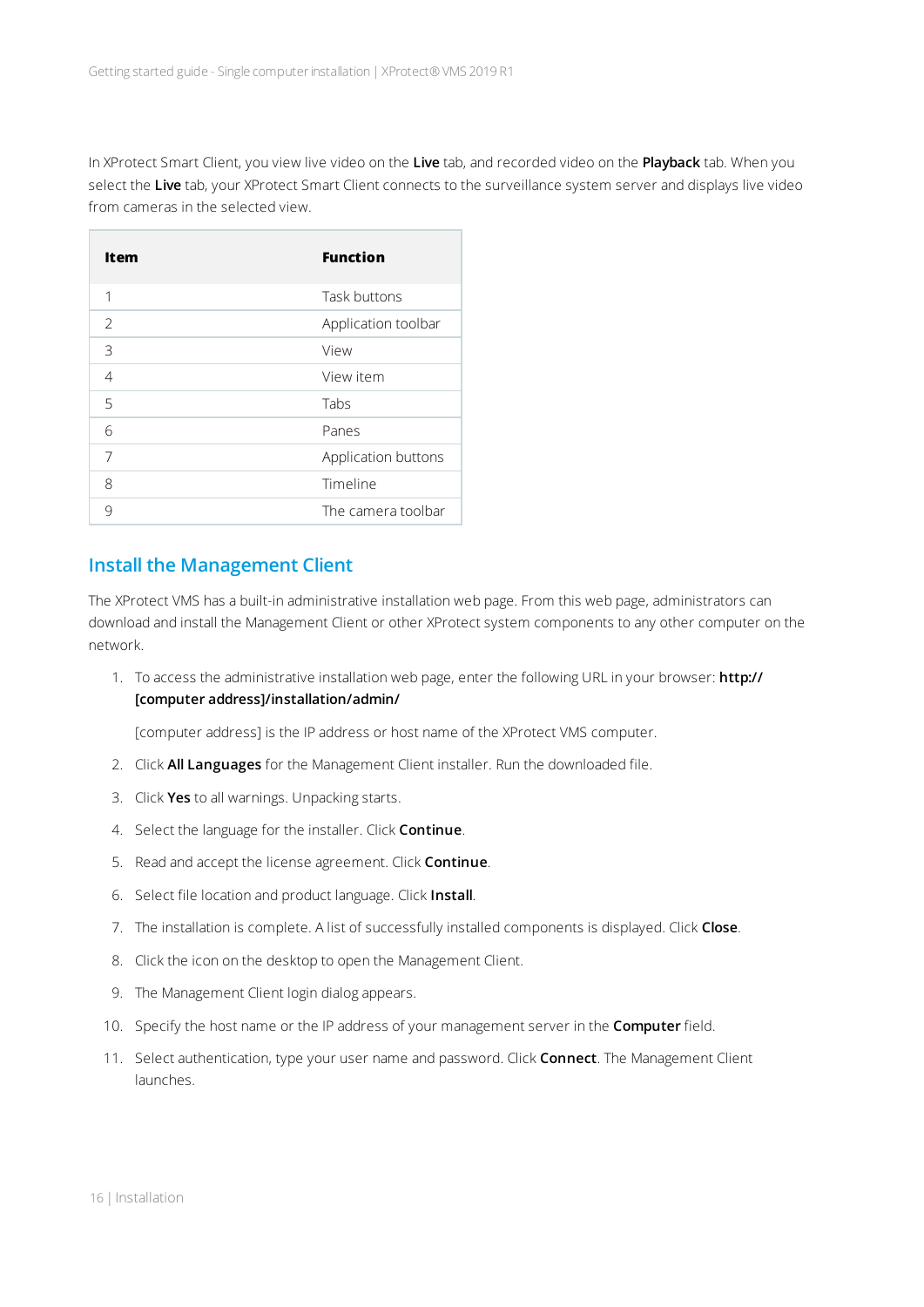In XProtect Smart Client, you view live video on the **Live** tab, and recorded video on the **Playback** tab. When you select the **Live** tab, your XProtect Smart Client connects to the surveillance system server and displays live video from cameras in the selected view.

| Item | Function |
|---|---|
| 1 | Task buttons |
| 2 | Application toolbar |
| 3 | View |
| 4 | View item |
| 5 | Tabs |
| 6 | Panes |
| 7 | Application buttons |
| 8 | Timeline |
| 9 | The camera toolbar |

## Install the Management Client

The XProtect VMS has a built-in administrative installation web page. From this web page, administrators can download and install the Management Client or other XProtect system components to any other computer on the network.

1. To access the administrative installation web page, enter the following URL in your browser: **http://[computer address]/installation/admin/**

   [computer address] is the IP address or host name of the XProtect VMS computer.

2. Click **All Languages** for the Management Client installer. Run the downloaded file.
3. Click **Yes** to all warnings. Unpacking starts.
4. Select the language for the installer. Click **Continue**.
5. Read and accept the license agreement. Click **Continue**.
6. Select file location and product language. Click **Install**.
7. The installation is complete. A list of successfully installed components is displayed. Click **Close**.
8. Click the icon on the desktop to open the Management Client.
9. The Management Client login dialog appears.
10. Specify the host name or the IP address of your management server in the **Computer** field.
11. Select authentication, type your user name and password. Click **Connect**. The Management Client launches.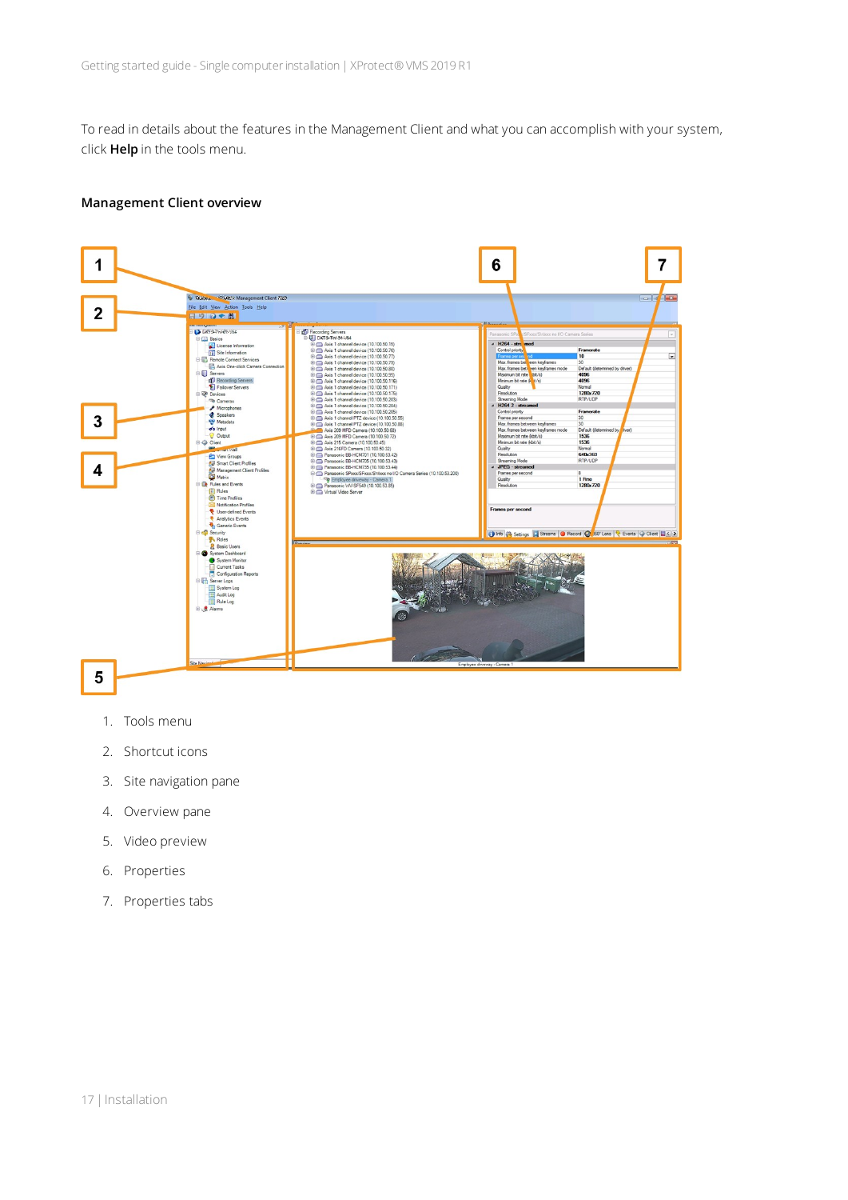To read in details about the features in the Management Client and what you can accomplish with your system, click **Help** in the tools menu.

**Management Client overview**

1. Tools menu
2. Shortcut icons
3. Site navigation pane
4. Overview pane
5. Video preview
6. Properties
7. Properties tabs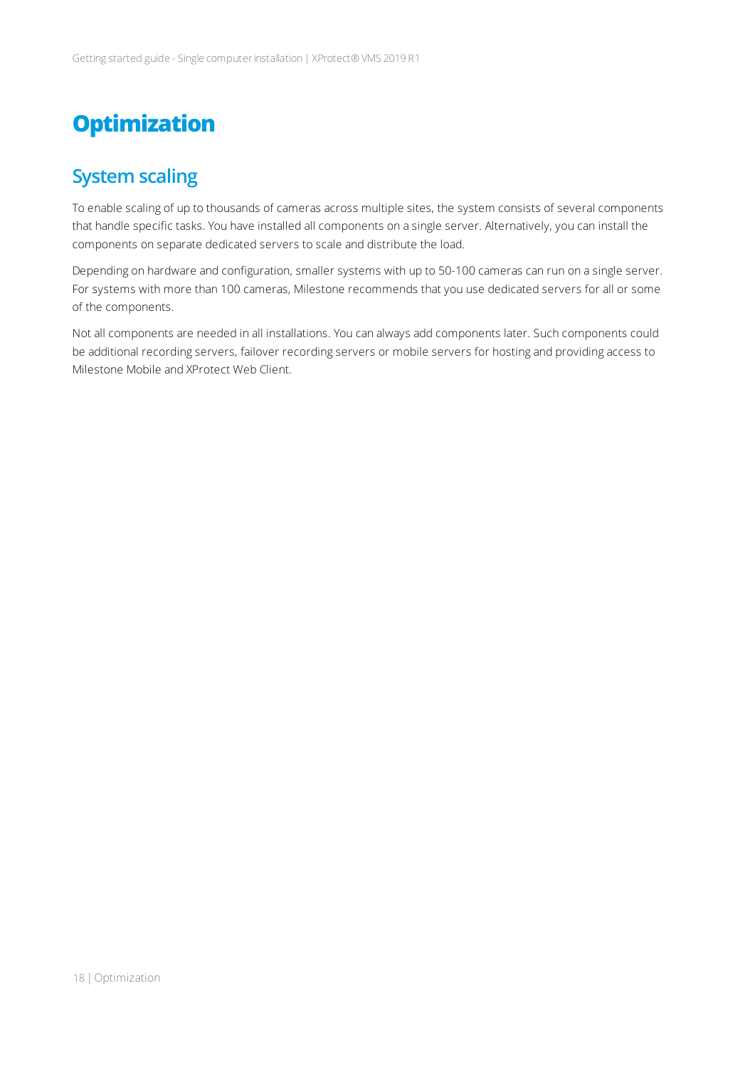# Optimization

## System scaling

To enable scaling of up to thousands of cameras across multiple sites, the system consists of several components that handle specific tasks. You have installed all components on a single server. Alternatively, you can install the components on separate dedicated servers to scale and distribute the load.

Depending on hardware and configuration, smaller systems with up to 50-100 cameras can run on a single server. For systems with more than 100 cameras, Milestone recommends that you use dedicated servers for all or some of the components.

Not all components are needed in all installations. You can always add components later. Such components could be additional recording servers, failover recording servers or mobile servers for hosting and providing access to Milestone Mobile and XProtect Web Client.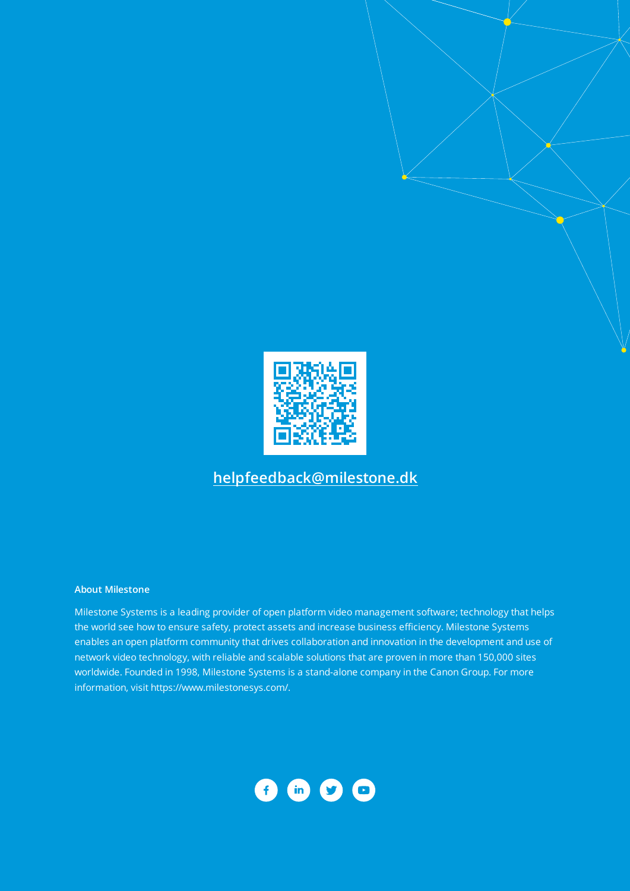helpfeedback@milestone.dk

**About Milestone**

Milestone Systems is a leading provider of open platform video management software; technology that helps the world see how to ensure safety, protect assets and increase business efficiency. Milestone Systems enables an open platform community that drives collaboration and innovation in the development and use of network video technology, with reliable and scalable solutions that are proven in more than 150,000 sites worldwide. Founded in 1998, Milestone Systems is a stand-alone company in the Canon Group. For more information, visit https://www.milestonesys.com/.